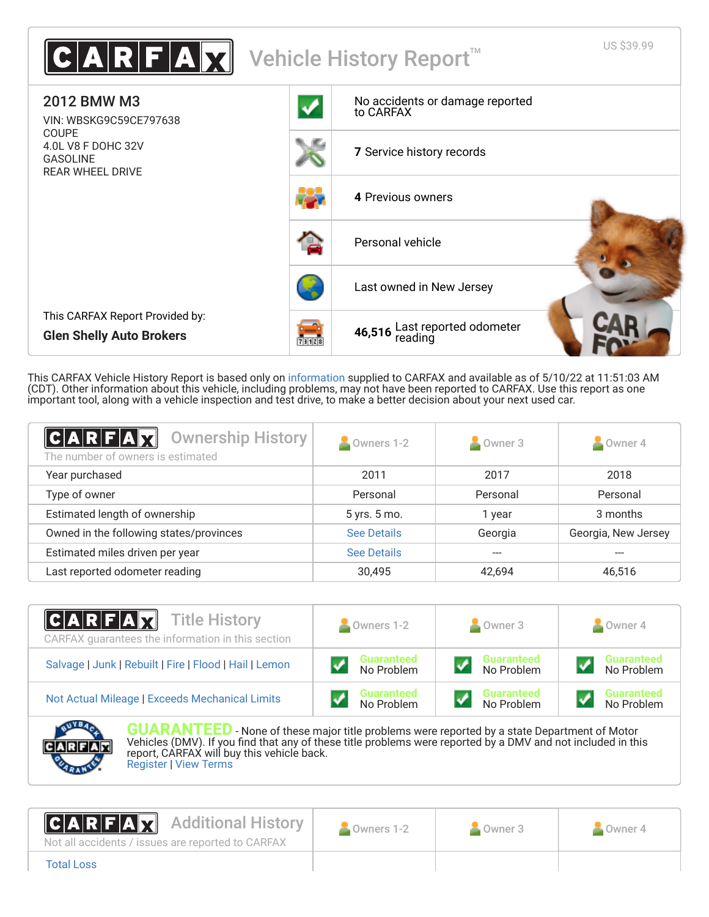# CARFAX Vehicle History Report™

US $39.99

## 2012 BMW M3

VIN: WBSKG9C59CE797638
COUPE
4.0L V8 F DOHC 32V
GASOLINE
REAR WHEEL DRIVE

This CARFAX Report Provided by:
**Glen Shelly Auto Brokers**

- No accidents or damage reported to CARFAX
- **7** Service history records
- **4** Previous owners
- Personal vehicle
- Last owned in New Jersey
- **46,516** Last reported odometer reading

This CARFAX Vehicle History Report is based only on information supplied to CARFAX and available as of 5/10/22 at 11:51:03 AM (CDT). Other information about this vehicle, including problems, may not have been reported to CARFAX. Use this report as one important tool, along with a vehicle inspection and test drive, to make a better decision about your next used car.

## Ownership History

The number of owners is estimated

| | Owners 1-2 | Owner 3 | Owner 4 |
|---|---|---|---|
| Year purchased | 2011 | 2017 | 2018 |
| Type of owner | Personal | Personal | Personal |
| Estimated length of ownership | 5 yrs. 5 mo. | 1 year | 3 months |
| Owned in the following states/provinces | See Details | Georgia | Georgia, New Jersey |
| Estimated miles driven per year | See Details | --- | --- |
| Last reported odometer reading | 30,495 | 42,694 | 46,516 |

## Title History

CARFAX guarantees the information in this section

| | Owners 1-2 | Owner 3 | Owner 4 |
|---|---|---|---|
| Salvage \| Junk \| Rebuilt \| Fire \| Flood \| Hail \| Lemon | Guaranteed No Problem | Guaranteed No Problem | Guaranteed No Problem |
| Not Actual Mileage \| Exceeds Mechanical Limits | Guaranteed No Problem | Guaranteed No Problem | Guaranteed No Problem |

**GUARANTEED** - None of these major title problems were reported by a state Department of Motor Vehicles (DMV). If you find that any of these title problems were reported by a DMV and not included in this report, CARFAX will buy this vehicle back.
Register | View Terms

## Additional History

Not all accidents / issues are reported to CARFAX

| | Owners 1-2 | Owner 3 | Owner 4 |
|---|---|---|---|
| Total Loss | | | |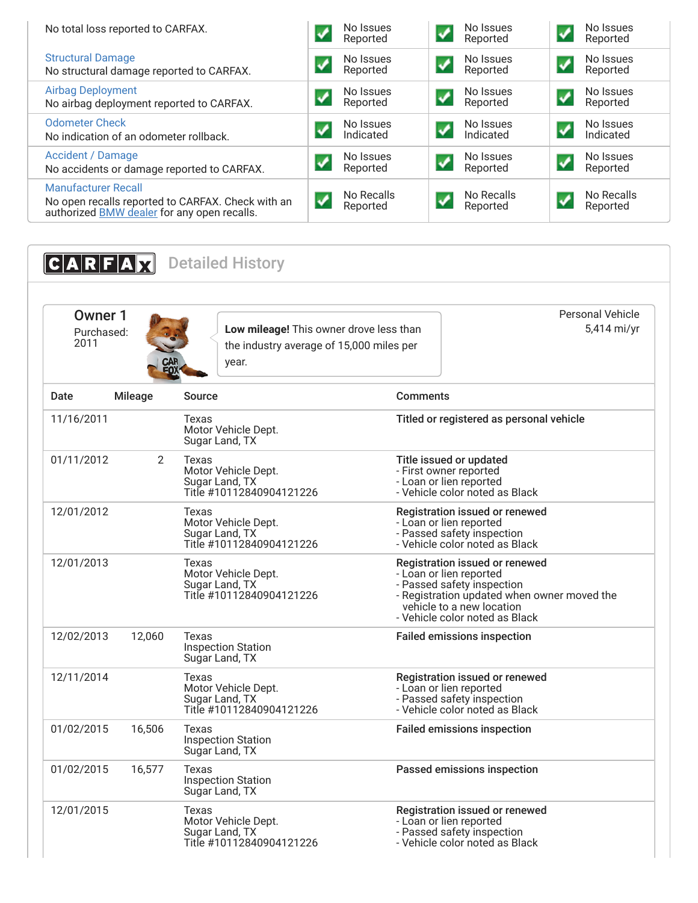| | | | |
|---|---|---|---|
| No total loss reported to CARFAX. | ✓ No Issues Reported | ✓ No Issues Reported | ✓ No Issues Reported |
| Structural Damage<br>No structural damage reported to CARFAX. | ✓ No Issues Reported | ✓ No Issues Reported | ✓ No Issues Reported |
| Airbag Deployment<br>No airbag deployment reported to CARFAX. | ✓ No Issues Reported | ✓ No Issues Reported | ✓ No Issues Reported |
| Odometer Check<br>No indication of an odometer rollback. | ✓ No Issues Indicated | ✓ No Issues Indicated | ✓ No Issues Indicated |
| Accident / Damage<br>No accidents or damage reported to CARFAX. | ✓ No Issues Reported | ✓ No Issues Reported | ✓ No Issues Reported |
| Manufacturer Recall<br>No open recalls reported to CARFAX. Check with an authorized BMW dealer for any open recalls. | ✓ No Recalls Reported | ✓ No Recalls Reported | ✓ No Recalls Reported |

## CARFAX Detailed History

### Owner 1

Purchased: 2011

**Low mileage!** This owner drove less than the industry average of 15,000 miles per year.

Personal Vehicle
5,414 mi/yr

| Date | Mileage | Source | Comments |
|---|---|---|---|
| 11/16/2011 | | Texas<br>Motor Vehicle Dept.<br>Sugar Land, TX | **Titled or registered as personal vehicle** |
| 01/11/2012 | 2 | Texas<br>Motor Vehicle Dept.<br>Sugar Land, TX<br>Title #10112840904121226 | **Title issued or updated**<br>- First owner reported<br>- Loan or lien reported<br>- Vehicle color noted as Black |
| 12/01/2012 | | Texas<br>Motor Vehicle Dept.<br>Sugar Land, TX<br>Title #10112840904121226 | **Registration issued or renewed**<br>- Loan or lien reported<br>- Passed safety inspection<br>- Vehicle color noted as Black |
| 12/01/2013 | | Texas<br>Motor Vehicle Dept.<br>Sugar Land, TX<br>Title #10112840904121226 | **Registration issued or renewed**<br>- Loan or lien reported<br>- Passed safety inspection<br>- Registration updated when owner moved the vehicle to a new location<br>- Vehicle color noted as Black |
| 12/02/2013 | 12,060 | Texas<br>Inspection Station<br>Sugar Land, TX | **Failed emissions inspection** |
| 12/11/2014 | | Texas<br>Motor Vehicle Dept.<br>Sugar Land, TX<br>Title #10112840904121226 | **Registration issued or renewed**<br>- Loan or lien reported<br>- Passed safety inspection<br>- Vehicle color noted as Black |
| 01/02/2015 | 16,506 | Texas<br>Inspection Station<br>Sugar Land, TX | **Failed emissions inspection** |
| 01/02/2015 | 16,577 | Texas<br>Inspection Station<br>Sugar Land, TX | **Passed emissions inspection** |
| 12/01/2015 | | Texas<br>Motor Vehicle Dept.<br>Sugar Land, TX<br>Title #10112840904121226 | **Registration issued or renewed**<br>- Loan or lien reported<br>- Passed safety inspection<br>- Vehicle color noted as Black |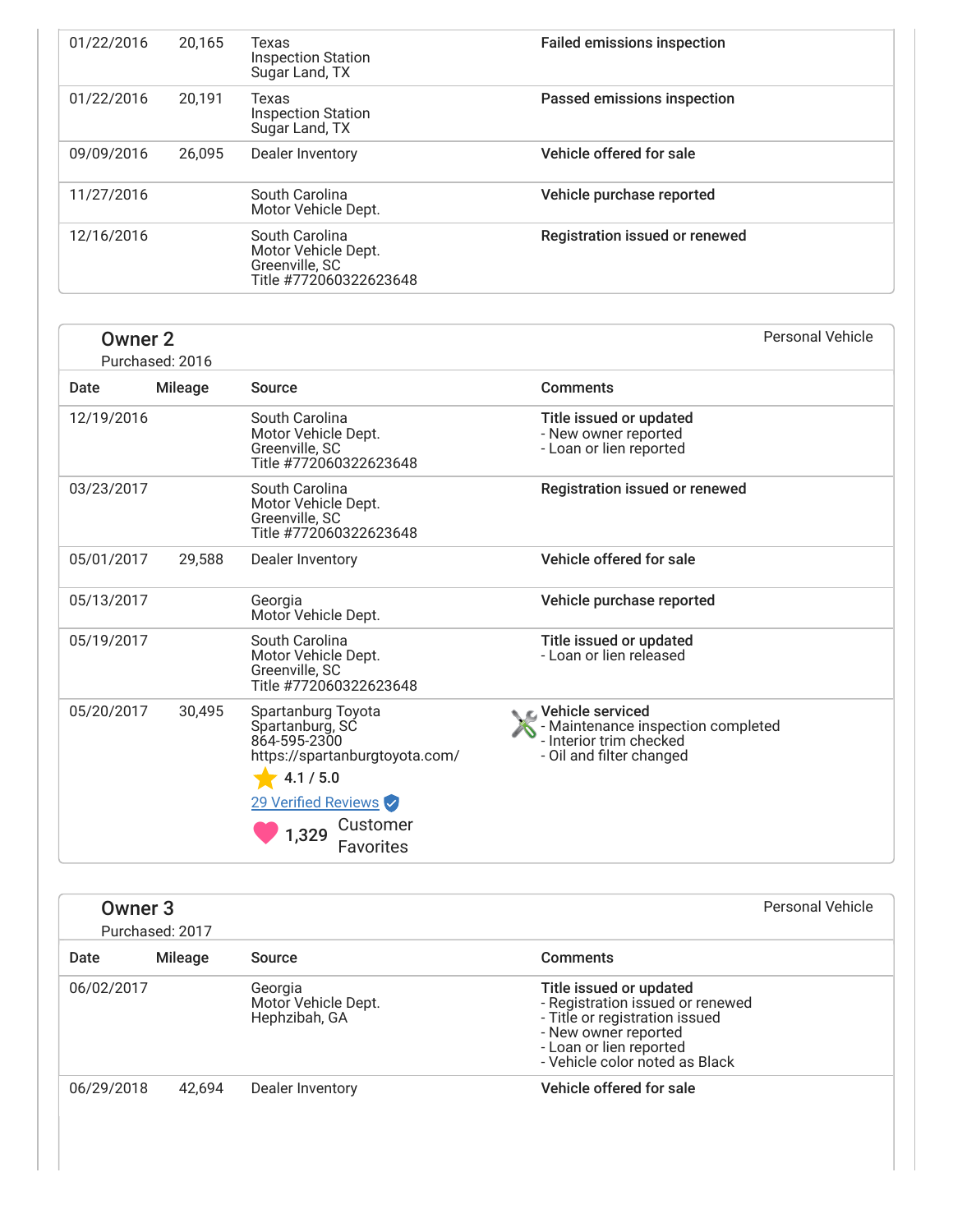| Date | Mileage | Source | Comments |
|---|---|---|---|
| 01/22/2016 | 20,165 | Texas<br>Inspection Station<br>Sugar Land, TX | **Failed emissions inspection** |
| 01/22/2016 | 20,191 | Texas<br>Inspection Station<br>Sugar Land, TX | **Passed emissions inspection** |
| 09/09/2016 | 26,095 | Dealer Inventory | **Vehicle offered for sale** |
| 11/27/2016 | | South Carolina<br>Motor Vehicle Dept. | **Vehicle purchase reported** |
| 12/16/2016 | | South Carolina<br>Motor Vehicle Dept.<br>Greenville, SC<br>Title #772060322623648 | **Registration issued or renewed** |

## Owner 2

Purchased: 2016

Personal Vehicle

| Date | Mileage | Source | Comments |
|---|---|---|---|
| 12/19/2016 | | South Carolina<br>Motor Vehicle Dept.<br>Greenville, SC<br>Title #772060322623648 | **Title issued or updated**<br>- New owner reported<br>- Loan or lien reported |
| 03/23/2017 | | South Carolina<br>Motor Vehicle Dept.<br>Greenville, SC<br>Title #772060322623648 | **Registration issued or renewed** |
| 05/01/2017 | 29,588 | Dealer Inventory | **Vehicle offered for sale** |
| 05/13/2017 | | Georgia<br>Motor Vehicle Dept. | **Vehicle purchase reported** |
| 05/19/2017 | | South Carolina<br>Motor Vehicle Dept.<br>Greenville, SC<br>Title #772060322623648 | **Title issued or updated**<br>- Loan or lien released |
| 05/20/2017 | 30,495 | Spartanburg Toyota<br>Spartanburg, SC<br>864-595-2300<br>https://spartanburgtoyota.com/<br>4.1 / 5.0<br>29 Verified Reviews<br>1,329 Customer Favorites | **Vehicle serviced**<br>- Maintenance inspection completed<br>- Interior trim checked<br>- Oil and filter changed |

## Owner 3

Purchased: 2017

Personal Vehicle

| Date | Mileage | Source | Comments |
|---|---|---|---|
| 06/02/2017 | | Georgia<br>Motor Vehicle Dept.<br>Hephzibah, GA | **Title issued or updated**<br>- Registration issued or renewed<br>- Title or registration issued<br>- New owner reported<br>- Loan or lien reported<br>- Vehicle color noted as Black |
| 06/29/2018 | 42,694 | Dealer Inventory | **Vehicle offered for sale** |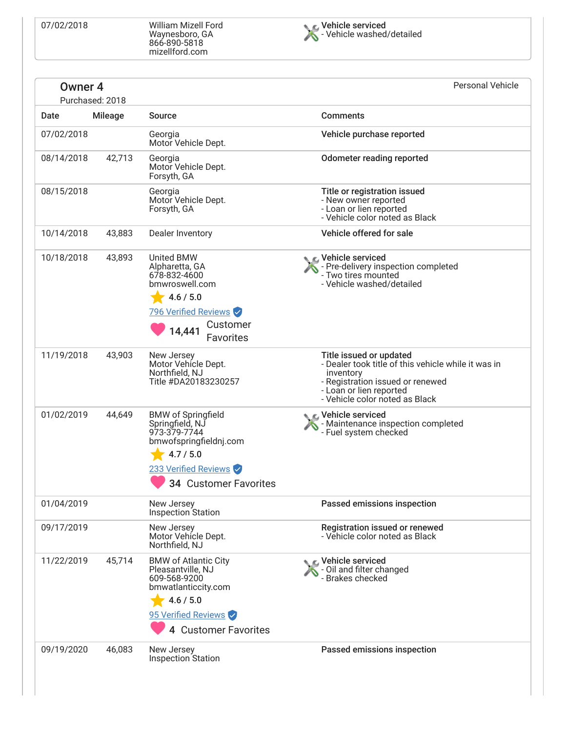| Date | Mileage | Source | Comments |
|---|---|---|---|
| 07/02/2018 | | William Mizell Ford<br>Waynesboro, GA<br>866-890-5818<br>mizellford.com | **Vehicle serviced**<br>- Vehicle washed/detailed |

## Owner 4

Purchased: 2018

Personal Vehicle

| Date | Mileage | Source | Comments |
|---|---|---|---|
| 07/02/2018 | | Georgia<br>Motor Vehicle Dept. | **Vehicle purchase reported** |
| 08/14/2018 | 42,713 | Georgia<br>Motor Vehicle Dept.<br>Forsyth, GA | **Odometer reading reported** |
| 08/15/2018 | | Georgia<br>Motor Vehicle Dept.<br>Forsyth, GA | **Title or registration issued**<br>- New owner reported<br>- Loan or lien reported<br>- Vehicle color noted as Black |
| 10/14/2018 | 43,883 | Dealer Inventory | **Vehicle offered for sale** |
| 10/18/2018 | 43,893 | United BMW<br>Alpharetta, GA<br>678-832-4600<br>bmwroswell.com<br>4.6 / 5.0<br>796 Verified Reviews<br>14,441 Customer Favorites | **Vehicle serviced**<br>- Pre-delivery inspection completed<br>- Two tires mounted<br>- Vehicle washed/detailed |
| 11/19/2018 | 43,903 | New Jersey<br>Motor Vehicle Dept.<br>Northfield, NJ<br>Title #DA20183230257 | **Title issued or updated**<br>- Dealer took title of this vehicle while it was in inventory<br>- Registration issued or renewed<br>- Loan or lien reported<br>- Vehicle color noted as Black |
| 01/02/2019 | 44,649 | BMW of Springfield<br>Springfield, NJ<br>973-379-7744<br>bmwofspringfieldnj.com<br>4.7 / 5.0<br>233 Verified Reviews<br>34 Customer Favorites | **Vehicle serviced**<br>- Maintenance inspection completed<br>- Fuel system checked |
| 01/04/2019 | | New Jersey<br>Inspection Station | **Passed emissions inspection** |
| 09/17/2019 | | New Jersey<br>Motor Vehicle Dept.<br>Northfield, NJ | **Registration issued or renewed**<br>- Vehicle color noted as Black |
| 11/22/2019 | 45,714 | BMW of Atlantic City<br>Pleasantville, NJ<br>609-568-9200<br>bmwatlanticcity.com<br>4.6 / 5.0<br>95 Verified Reviews<br>4 Customer Favorites | **Vehicle serviced**<br>- Oil and filter changed<br>- Brakes checked |
| 09/19/2020 | 46,083 | New Jersey<br>Inspection Station | **Passed emissions inspection** |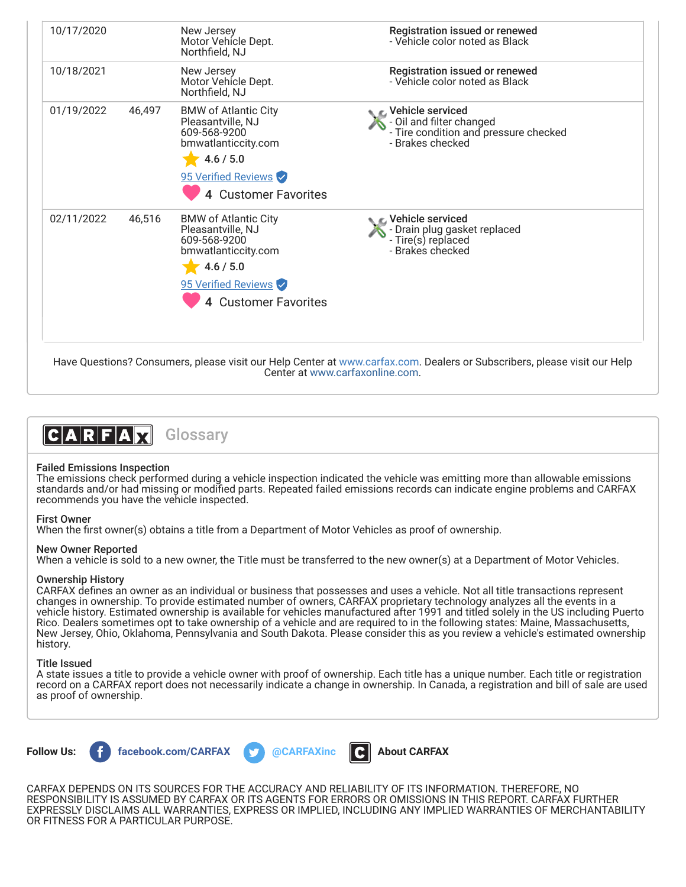| Date | Mileage | Source | Comments |
|---|---|---|---|
| 10/17/2020 | | New Jersey<br>Motor Vehicle Dept.<br>Northfield, NJ | **Registration issued or renewed**<br>- Vehicle color noted as Black |
| 10/18/2021 | | New Jersey<br>Motor Vehicle Dept.<br>Northfield, NJ | **Registration issued or renewed**<br>- Vehicle color noted as Black |
| 01/19/2022 | 46,497 | BMW of Atlantic City<br>Pleasantville, NJ<br>609-568-9200<br>bmwatlanticcity.com<br>4.6 / 5.0<br>95 Verified Reviews<br>4 Customer Favorites | **Vehicle serviced**<br>- Oil and filter changed<br>- Tire condition and pressure checked<br>- Brakes checked |
| 02/11/2022 | 46,516 | BMW of Atlantic City<br>Pleasantville, NJ<br>609-568-9200<br>bmwatlanticcity.com<br>4.6 / 5.0<br>95 Verified Reviews<br>4 Customer Favorites | **Vehicle serviced**<br>- Drain plug gasket replaced<br>- Tire(s) replaced<br>- Brakes checked |

Have Questions? Consumers, please visit our Help Center at www.carfax.com. Dealers or Subscribers, please visit our Help Center at www.carfaxonline.com.

## CARFAX Glossary

**Failed Emissions Inspection**
The emissions check performed during a vehicle inspection indicated the vehicle was emitting more than allowable emissions standards and/or had missing or modified parts. Repeated failed emissions records can indicate engine problems and CARFAX recommends you have the vehicle inspected.

**First Owner**
When the first owner(s) obtains a title from a Department of Motor Vehicles as proof of ownership.

**New Owner Reported**
When a vehicle is sold to a new owner, the Title must be transferred to the new owner(s) at a Department of Motor Vehicles.

**Ownership History**
CARFAX defines an owner as an individual or business that possesses and uses a vehicle. Not all title transactions represent changes in ownership. To provide estimated number of owners, CARFAX proprietary technology analyzes all the events in a vehicle history. Estimated ownership is available for vehicles manufactured after 1991 and titled solely in the US including Puerto Rico. Dealers sometimes opt to take ownership of a vehicle and are required to in the following states: Maine, Massachusetts, New Jersey, Ohio, Oklahoma, Pennsylvania and South Dakota. Please consider this as you review a vehicle's estimated ownership history.

**Title Issued**
A state issues a title to provide a vehicle owner with proof of ownership. Each title has a unique number. Each title or registration record on a CARFAX report does not necessarily indicate a change in ownership. In Canada, a registration and bill of sale are used as proof of ownership.

**Follow Us:** facebook.com/CARFAX @CARFAXinc **About CARFAX**

CARFAX DEPENDS ON ITS SOURCES FOR THE ACCURACY AND RELIABILITY OF ITS INFORMATION. THEREFORE, NO RESPONSIBILITY IS ASSUMED BY CARFAX OR ITS AGENTS FOR ERRORS OR OMISSIONS IN THIS REPORT. CARFAX FURTHER EXPRESSLY DISCLAIMS ALL WARRANTIES, EXPRESS OR IMPLIED, INCLUDING ANY IMPLIED WARRANTIES OF MERCHANTABILITY OR FITNESS FOR A PARTICULAR PURPOSE.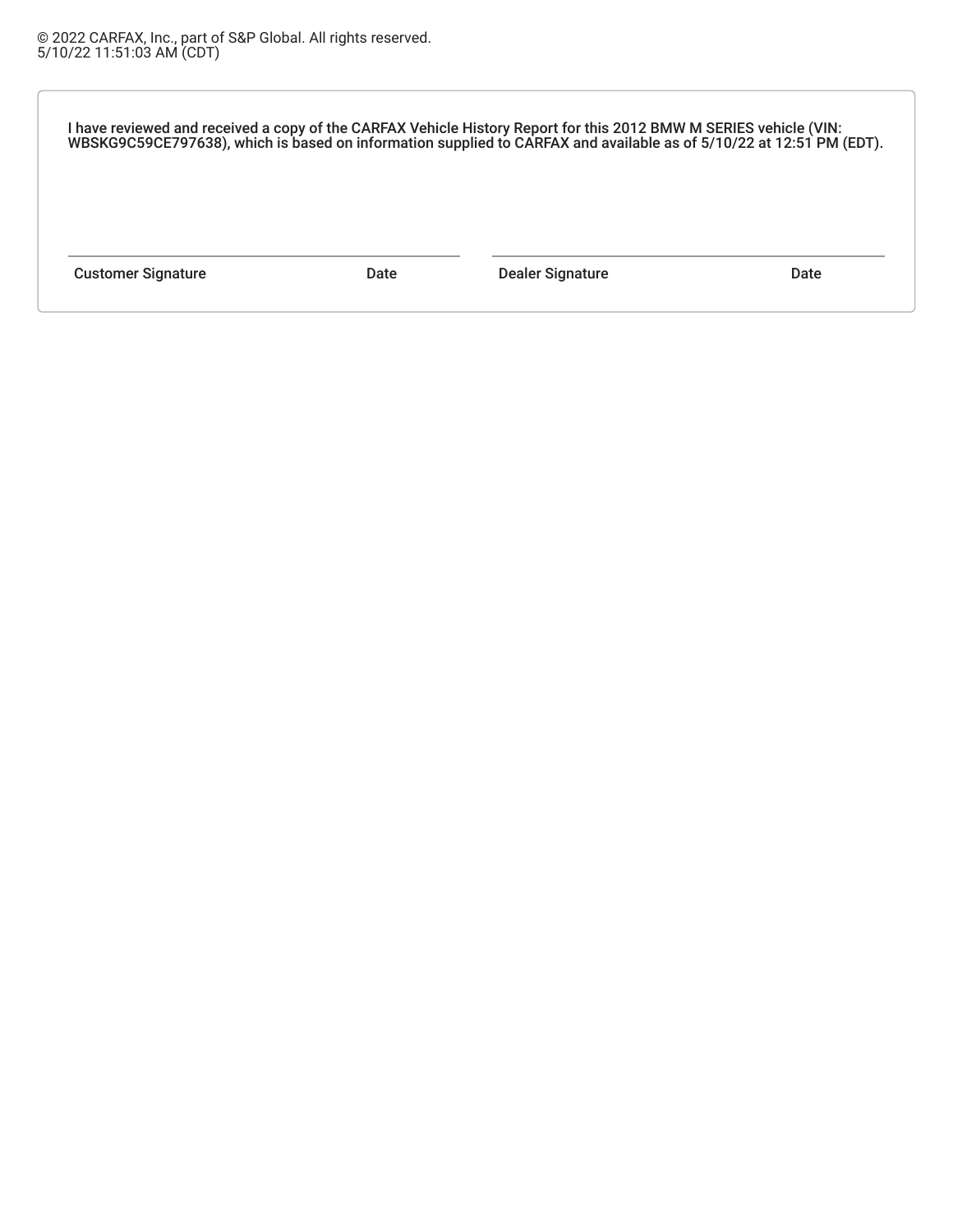© 2022 CARFAX, Inc., part of S&P Global. All rights reserved.
5/10/22 11:51:03 AM (CDT)

**I have reviewed and received a copy of the CARFAX Vehicle History Report for this 2012 BMW M SERIES vehicle (VIN: WBSKG9C59CE797638), which is based on information supplied to CARFAX and available as of 5/10/22 at 12:51 PM (EDT).**

| Customer Signature | Date | Dealer Signature | Date |
|---|---|---|---|
| | | | |